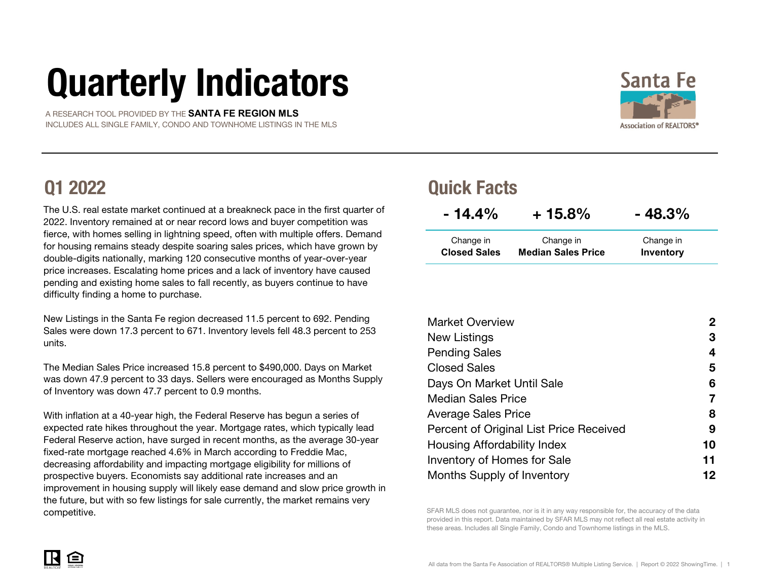# Quarterly Indicators

A RESEARCH TOOL PROVIDED BY THE **SANTA FE REGION MLS**
INCLUDES ALL SINGLE FAMILY, CONDO AND TOWNHOME LISTINGS IN THE MLS

Santa Fe Association of REALTORS®

## Q1 2022

The U.S. real estate market continued at a breakneck pace in the first quarter of 2022. Inventory remained at or near record lows and buyer competition was fierce, with homes selling in lightning speed, often with multiple offers. Demand for housing remains steady despite soaring sales prices, which have grown by double-digits nationally, marking 120 consecutive months of year-over-year price increases. Escalating home prices and a lack of inventory have caused pending and existing home sales to fall recently, as buyers continue to have difficulty finding a home to purchase.

New Listings in the Santa Fe region decreased 11.5 percent to 692. Pending Sales were down 17.3 percent to 671. Inventory levels fell 48.3 percent to 253 units.

The Median Sales Price increased 15.8 percent to $490,000. Days on Market was down 47.9 percent to 33 days. Sellers were encouraged as Months Supply of Inventory was down 47.7 percent to 0.9 months.

With inflation at a 40-year high, the Federal Reserve has begun a series of expected rate hikes throughout the year. Mortgage rates, which typically lead Federal Reserve action, have surged in recent months, as the average 30-year fixed-rate mortgage reached 4.6% in March according to Freddie Mac, decreasing affordability and impacting mortgage eligibility for millions of prospective buyers. Economists say additional rate increases and an improvement in housing supply will likely ease demand and slow price growth in the future, but with so few listings for sale currently, the market remains very competitive.

## Quick Facts

| - 14.4% | + 15.8% | - 48.3% |
|---|---|---|
| Change in **Closed Sales** | Change in **Median Sales Price** | Change in **Inventory** |

| | |
|---|---|
| Market Overview | **2** |
| New Listings | **3** |
| Pending Sales | **4** |
| Closed Sales | **5** |
| Days On Market Until Sale | **6** |
| Median Sales Price | **7** |
| Average Sales Price | **8** |
| Percent of Original List Price Received | **9** |
| Housing Affordability Index | **10** |
| Inventory of Homes for Sale | **11** |
| Months Supply of Inventory | **12** |

SFAR MLS does not guarantee, nor is it in any way responsible for, the accuracy of the data provided in this report. Data maintained by SFAR MLS may not reflect all real estate activity in these areas. Includes all Single Family, Condo and Townhome listings in the MLS.

All data from the Santa Fe Association of REALTORS® Multiple Listing Service. | Report © 2022 ShowingTime.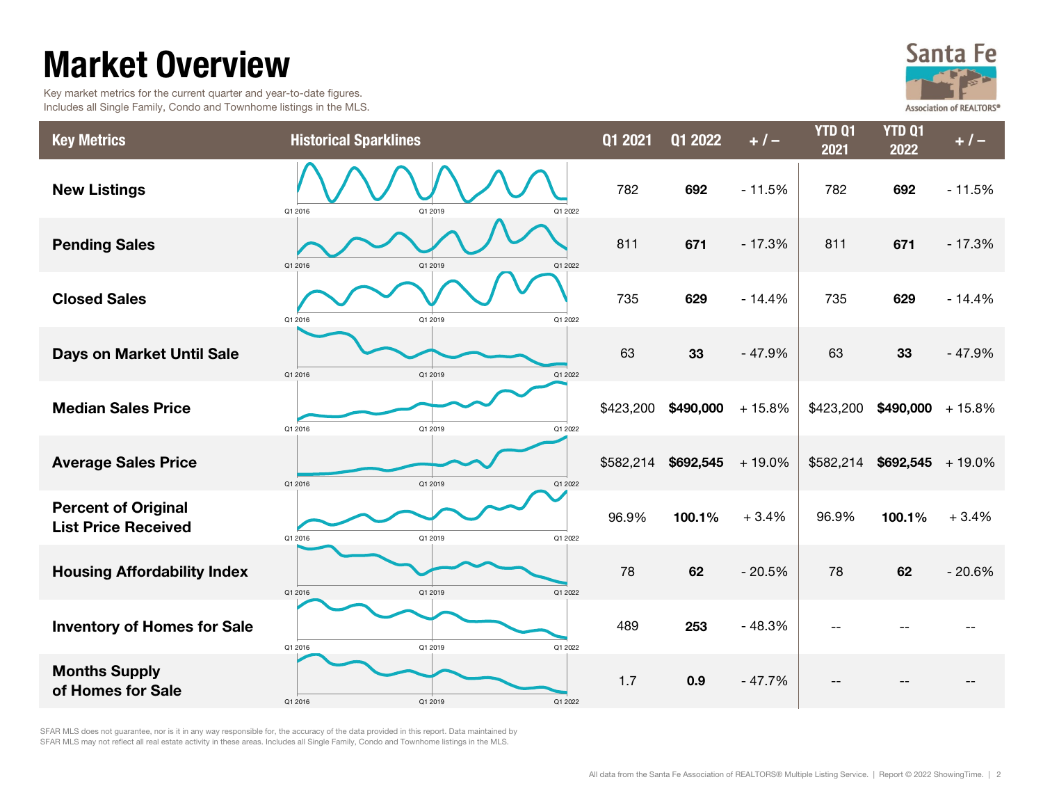# Market Overview

Key market metrics for the current quarter and year-to-date figures.
Includes all Single Family, Condo and Townhome listings in the MLS.

| Key Metrics | Historical Sparklines | Q1 2021 | Q1 2022 | + / – | YTD Q1 2021 | YTD Q1 2022 | + / – |
|---|---|---|---|---|---|---|---|
| New Listings | Q1 2016 – Q1 2019 – Q1 2022 | 782 | **692** | - 11.5% | 782 | **692** | - 11.5% |
| Pending Sales | Q1 2016 – Q1 2019 – Q1 2022 | 811 | **671** | - 17.3% | 811 | **671** | - 17.3% |
| Closed Sales | Q1 2016 – Q1 2019 – Q1 2022 | 735 | **629** | - 14.4% | 735 | **629** | - 14.4% |
| Days on Market Until Sale | Q1 2016 – Q1 2019 – Q1 2022 | 63 | **33** | - 47.9% | 63 | **33** | - 47.9% |
| Median Sales Price | Q1 2016 – Q1 2019 – Q1 2022 | $423,200 | **$490,000** | + 15.8% | $423,200 | **$490,000** | + 15.8% |
| Average Sales Price | Q1 2016 – Q1 2019 – Q1 2022 | $582,214 | **$692,545** | + 19.0% | $582,214 | **$692,545** | + 19.0% |
| Percent of Original List Price Received | Q1 2016 – Q1 2019 – Q1 2022 | 96.9% | **100.1%** | + 3.4% | 96.9% | **100.1%** | + 3.4% |
| Housing Affordability Index | Q1 2016 – Q1 2019 – Q1 2022 | 78 | **62** | - 20.5% | 78 | **62** | - 20.6% |
| Inventory of Homes for Sale | Q1 2016 – Q1 2019 – Q1 2022 | 489 | **253** | - 48.3% | -- | -- | -- |
| Months Supply of Homes for Sale | Q1 2016 – Q1 2019 – Q1 2022 | 1.7 | **0.9** | - 47.7% | -- | -- | -- |

SFAR MLS does not guarantee, nor is it in any way responsible for, the accuracy of the data provided in this report. Data maintained by SFAR MLS may not reflect all real estate activity in these areas. Includes all Single Family, Condo and Townhome listings in the MLS.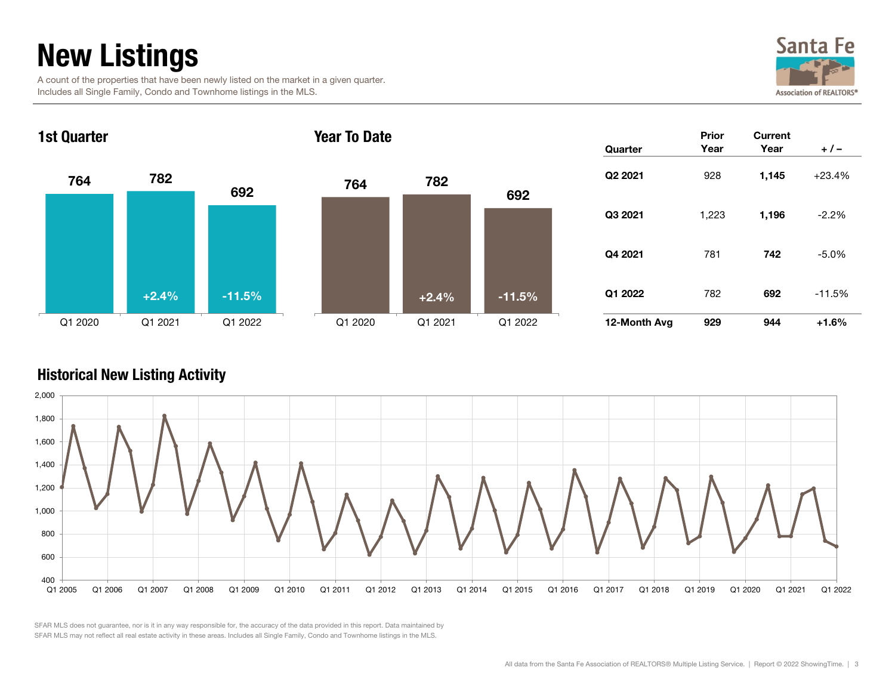# New Listings

A count of the properties that have been newly listed on the market in a given quarter.
Includes all Single Family, Condo and Townhome listings in the MLS.

## 1st Quarter

| | Q1 2020 | Q1 2021 | Q1 2022 |
|---|---|---|---|
| New Listings | 764 | 782 | 692 |
| Change | | +2.4% | -11.5% |

## Year To Date

| | Q1 2020 | Q1 2021 | Q1 2022 |
|---|---|---|---|
| New Listings | 764 | 782 | 692 |
| Change | | +2.4% | -11.5% |

| Quarter | Prior Year | Current Year | + / – |
|---|---|---|---|
| Q2 2021 | 928 | **1,145** | +23.4% |
| Q3 2021 | 1,223 | **1,196** | -2.2% |
| Q4 2021 | 781 | **742** | -5.0% |
| Q1 2022 | 782 | **692** | -11.5% |
| **12-Month Avg** | **929** | **944** | **+1.6%** |

## Historical New Listing Activity

SFAR MLS does not guarantee, nor is it in any way responsible for, the accuracy of the data provided in this report. Data maintained by SFAR MLS may not reflect all real estate activity in these areas. Includes all Single Family, Condo and Townhome listings in the MLS.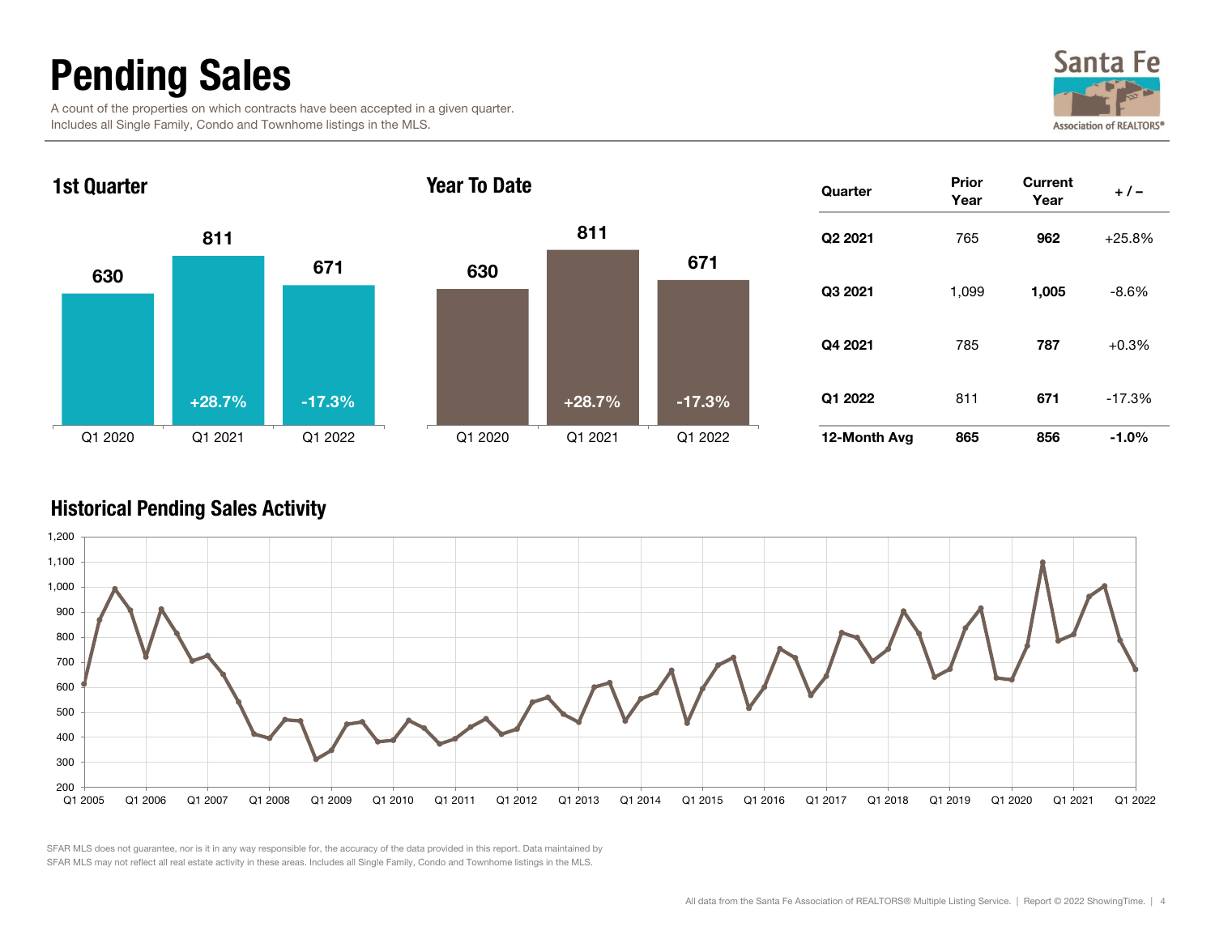# Pending Sales

A count of the properties on which contracts have been accepted in a given quarter.
Includes all Single Family, Condo and Townhome listings in the MLS.

## 1st Quarter

| Q1 2020 | Q1 2021 | Q1 2022 |
|---|---|---|
| 630 | 811 | 671 |
| | +28.7% | -17.3% |

## Year To Date

| Q1 2020 | Q1 2021 | Q1 2022 |
|---|---|---|
| 630 | 811 | 671 |
| | +28.7% | -17.3% |

| Quarter | Prior Year | Current Year | + / – |
|---|---|---|---|
| **Q2 2021** | 765 | **962** | +25.8% |
| **Q3 2021** | 1,099 | **1,005** | -8.6% |
| **Q4 2021** | 785 | **787** | +0.3% |
| **Q1 2022** | 811 | **671** | -17.3% |
| **12-Month Avg** | **865** | **856** | **-1.0%** |

## Historical Pending Sales Activity

SFAR MLS does not guarantee, nor is it in any way responsible for, the accuracy of the data provided in this report. Data maintained by SFAR MLS may not reflect all real estate activity in these areas. Includes all Single Family, Condo and Townhome listings in the MLS.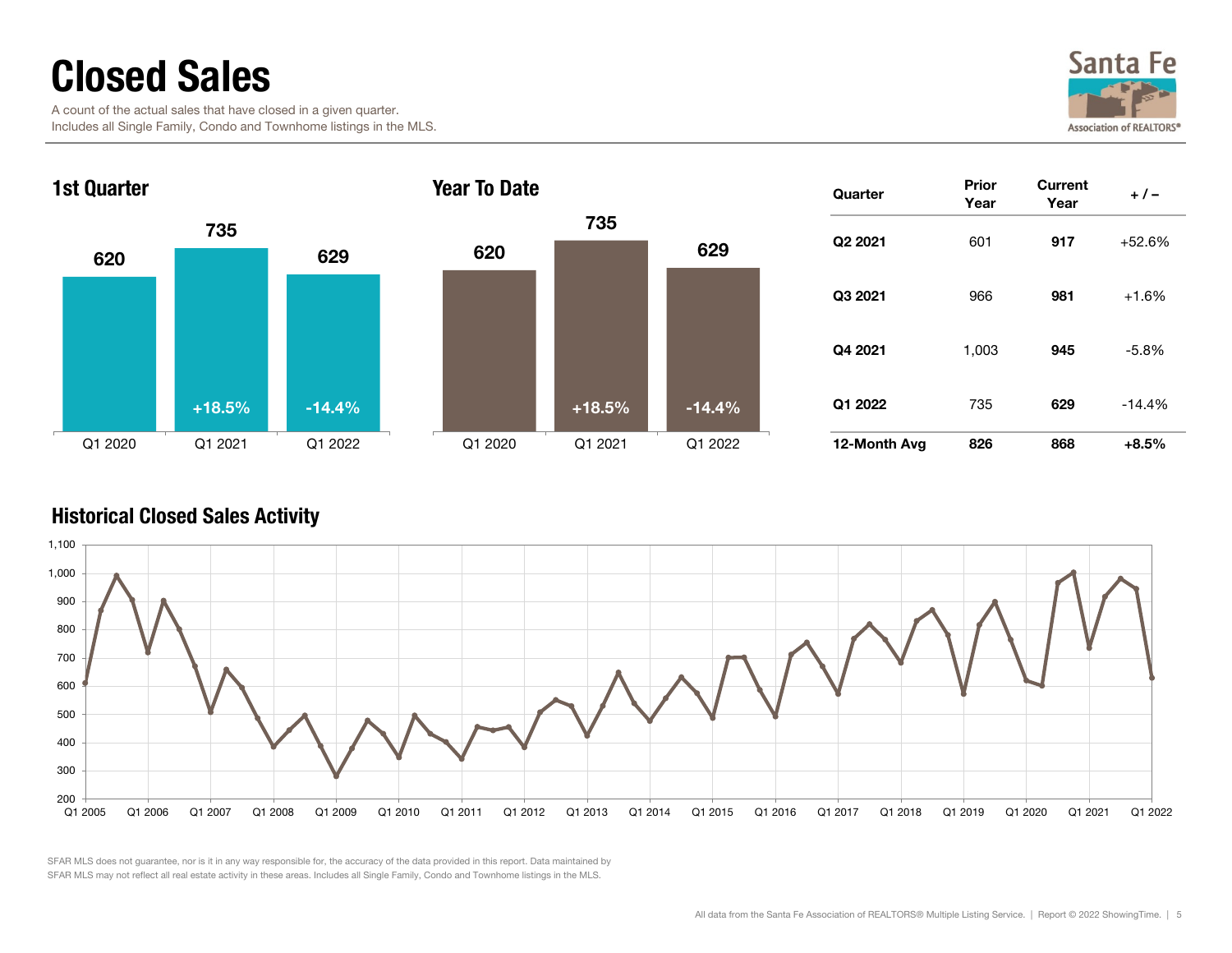# Closed Sales

A count of the actual sales that have closed in a given quarter.
Includes all Single Family, Condo and Townhome listings in the MLS.

## 1st Quarter

| | Q1 2020 | Q1 2021 | Q1 2022 |
|---|---|---|---|
| Closed Sales | 620 | 735 | 629 |
| Change | | +18.5% | -14.4% |

## Year To Date

| | Q1 2020 | Q1 2021 | Q1 2022 |
|---|---|---|---|
| Closed Sales | 620 | 735 | 629 |
| Change | | +18.5% | -14.4% |

| Quarter | Prior Year | Current Year | + / – |
|---|---|---|---|
| Q2 2021 | 601 | **917** | +52.6% |
| Q3 2021 | 966 | **981** | +1.6% |
| Q4 2021 | 1,003 | **945** | -5.8% |
| Q1 2022 | 735 | **629** | -14.4% |
| **12-Month Avg** | **826** | **868** | **+8.5%** |

## Historical Closed Sales Activity

SFAR MLS does not guarantee, nor is it in any way responsible for, the accuracy of the data provided in this report. Data maintained by SFAR MLS may not reflect all real estate activity in these areas. Includes all Single Family, Condo and Townhome listings in the MLS.

All data from the Santa Fe Association of REALTORS® Multiple Listing Service. | Report © 2022 ShowingTime.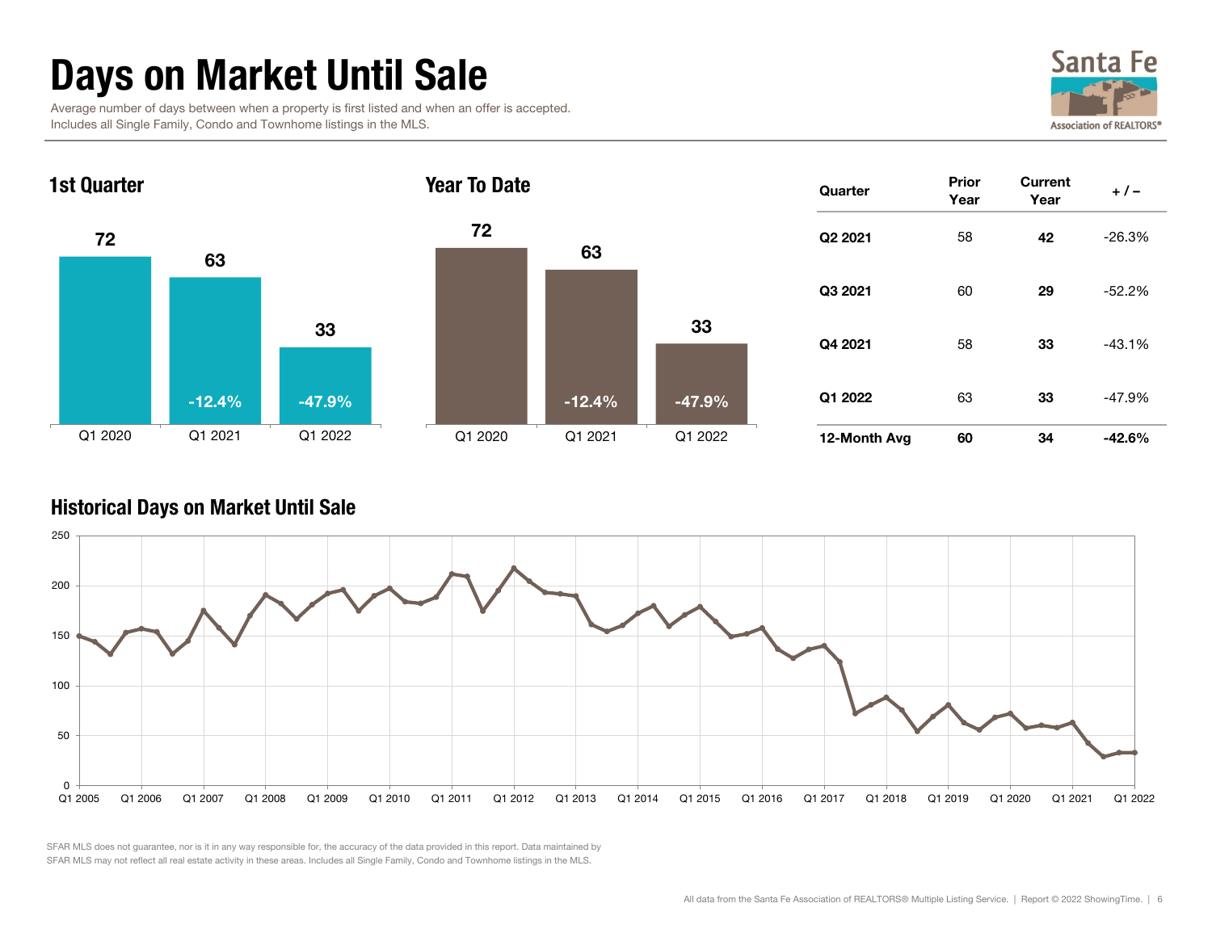# Days on Market Until Sale

Average number of days between when a property is first listed and when an offer is accepted. Includes all Single Family, Condo and Townhome listings in the MLS.

Santa Fe Association of REALTORS®

## 1st Quarter

| | Q1 2020 | Q1 2021 | Q1 2022 |
|---|---|---|---|
| Days | 72 | 63 | 33 |
| Change | | -12.4% | -47.9% |

## Year To Date

| | Q1 2020 | Q1 2021 | Q1 2022 |
|---|---|---|---|
| Days | 72 | 63 | 33 |
| Change | | -12.4% | -47.9% |

| Quarter | Prior Year | Current Year | + / – |
|---|---|---|---|
| **Q2 2021** | 58 | **42** | -26.3% |
| **Q3 2021** | 60 | **29** | -52.2% |
| **Q4 2021** | 58 | **33** | -43.1% |
| **Q1 2022** | 63 | **33** | -47.9% |
| **12-Month Avg** | **60** | **34** | **-42.6%** |

## Historical Days on Market Until Sale

SFAR MLS does not guarantee, nor is it in any way responsible for, the accuracy of the data provided in this report. Data maintained by SFAR MLS may not reflect all real estate activity in these areas. Includes all Single Family, Condo and Townhome listings in the MLS.

All data from the Santa Fe Association of REALTORS® Multiple Listing Service. | Report © 2022 ShowingTime.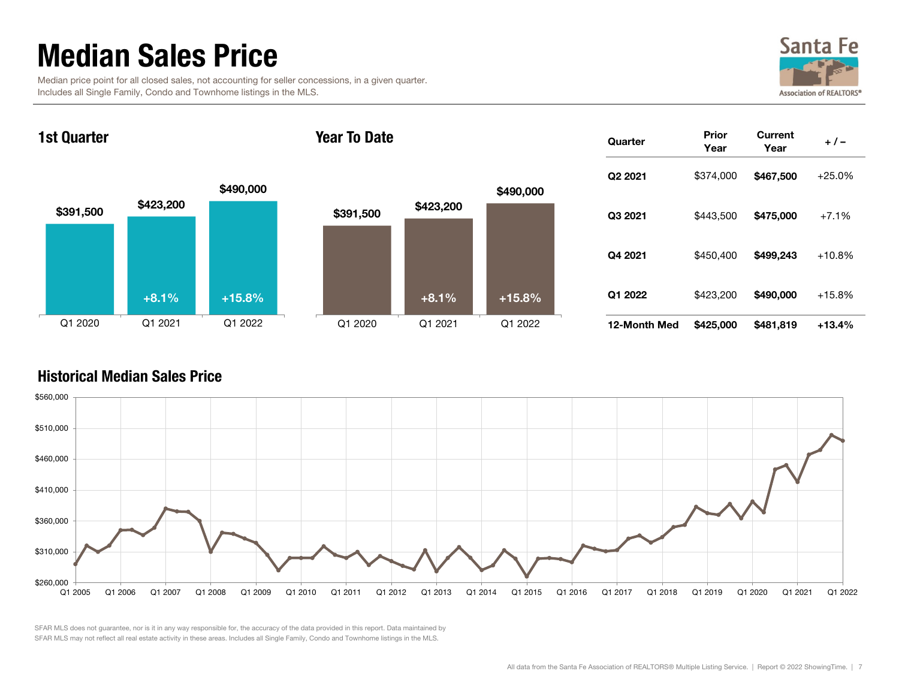# Median Sales Price

Median price point for all closed sales, not accounting for seller concessions, in a given quarter.
Includes all Single Family, Condo and Townhome listings in the MLS.

## 1st Quarter

| | Q1 2020 | Q1 2021 | Q1 2022 |
|---|---|---|---|
| Median Sales Price | $391,500 | $423,200 | $490,000 |
| Change | | +8.1% | +15.8% |

## Year To Date

| | Q1 2020 | Q1 2021 | Q1 2022 |
|---|---|---|---|
| Median Sales Price | $391,500 | $423,200 | $490,000 |
| Change | | +8.1% | +15.8% |

| Quarter | Prior Year | Current Year | + / – |
|---|---|---|---|
| Q2 2021 | $374,000 | **$467,500** | +25.0% |
| Q3 2021 | $443,500 | **$475,000** | +7.1% |
| Q4 2021 | $450,400 | **$499,243** | +10.8% |
| Q1 2022 | $423,200 | **$490,000** | +15.8% |
| **12-Month Med** | **$425,000** | **$481,819** | **+13.4%** |

## Historical Median Sales Price

SFAR MLS does not guarantee, nor is it in any way responsible for, the accuracy of the data provided in this report. Data maintained by SFAR MLS may not reflect all real estate activity in these areas. Includes all Single Family, Condo and Townhome listings in the MLS.

All data from the Santa Fe Association of REALTORS® Multiple Listing Service. | Report © 2022 ShowingTime.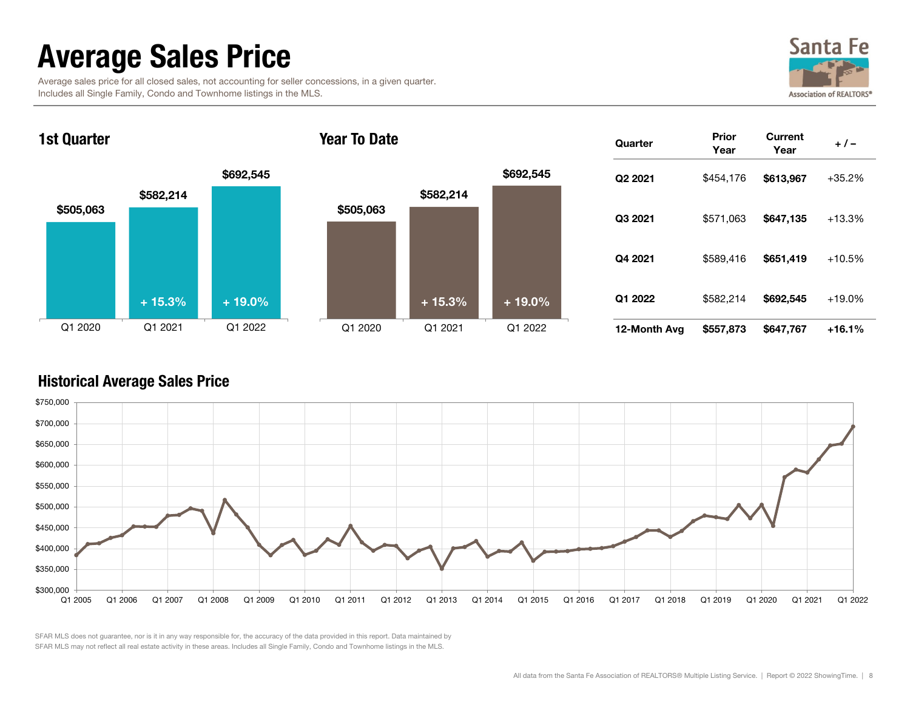# Average Sales Price

Average sales price for all closed sales, not accounting for seller concessions, in a given quarter.
Includes all Single Family, Condo and Townhome listings in the MLS.

Santa Fe Association of REALTORS®

## 1st Quarter

| | Q1 2020 | Q1 2021 | Q1 2022 |
|---|---|---|---|
| Average Sales Price | $505,063 | $582,214 | $692,545 |
| Change | | + 15.3% | + 19.0% |

## Year To Date

| | Q1 2020 | Q1 2021 | Q1 2022 |
|---|---|---|---|
| Average Sales Price | $505,063 | $582,214 | $692,545 |
| Change | | + 15.3% | + 19.0% |

| Quarter | Prior Year | Current Year | + / – |
|---|---|---|---|
| Q2 2021 | $454,176 | **$613,967** | +35.2% |
| Q3 2021 | $571,063 | **$647,135** | +13.3% |
| Q4 2021 | $589,416 | **$651,419** | +10.5% |
| Q1 2022 | $582,214 | **$692,545** | +19.0% |
| **12-Month Avg** | **$557,873** | **$647,767** | **+16.1%** |

## Historical Average Sales Price

SFAR MLS does not guarantee, nor is it in any way responsible for, the accuracy of the data provided in this report. Data maintained by SFAR MLS may not reflect all real estate activity in these areas. Includes all Single Family, Condo and Townhome listings in the MLS.

All data from the Santa Fe Association of REALTORS® Multiple Listing Service. | Report © 2022 ShowingTime.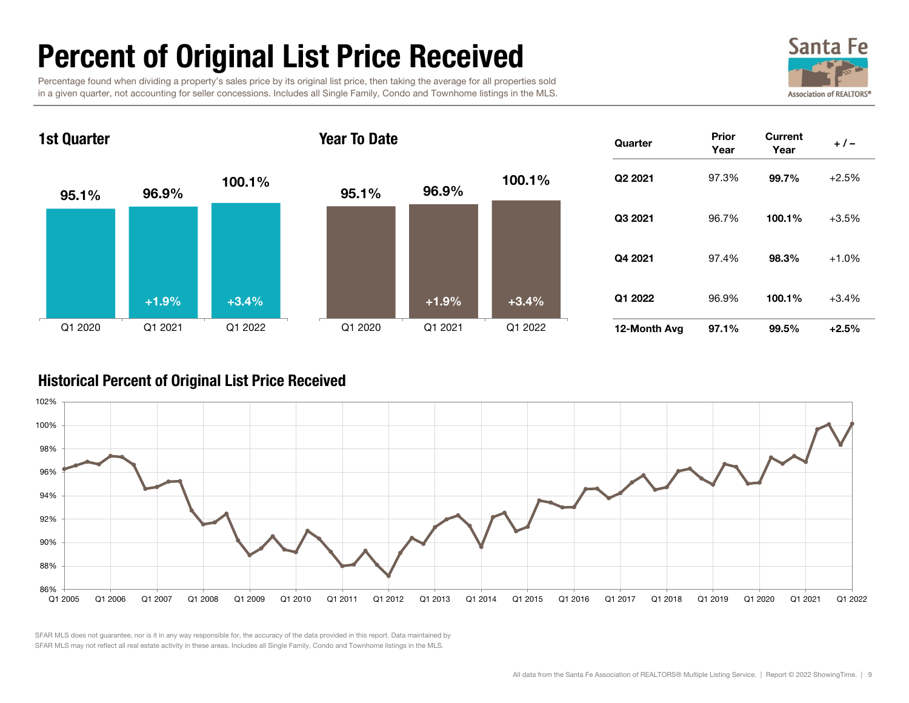# Percent of Original List Price Received

Percentage found when dividing a property's sales price by its original list price, then taking the average for all properties sold in a given quarter, not accounting for seller concessions. Includes all Single Family, Condo and Townhome listings in the MLS.

## 1st Quarter

| Q1 2020 | Q1 2021 | Q1 2022 |
|---|---|---|
| 95.1% | 96.9% | 100.1% |
| | +1.9% | +3.4% |

## Year To Date

| Q1 2020 | Q1 2021 | Q1 2022 |
|---|---|---|
| 95.1% | 96.9% | 100.1% |
| | +1.9% | +3.4% |

| Quarter | Prior Year | Current Year | + / – |
|---|---|---|---|
| Q2 2021 | 97.3% | **99.7%** | +2.5% |
| Q3 2021 | 96.7% | **100.1%** | +3.5% |
| Q4 2021 | 97.4% | **98.3%** | +1.0% |
| Q1 2022 | 96.9% | **100.1%** | +3.4% |
| **12-Month Avg** | **97.1%** | **99.5%** | **+2.5%** |

## Historical Percent of Original List Price Received

SFAR MLS does not guarantee, nor is it in any way responsible for, the accuracy of the data provided in this report. Data maintained by SFAR MLS may not reflect all real estate activity in these areas. Includes all Single Family, Condo and Townhome listings in the MLS.

All data from the Santa Fe Association of REALTORS® Multiple Listing Service. | Report © 2022 ShowingTime.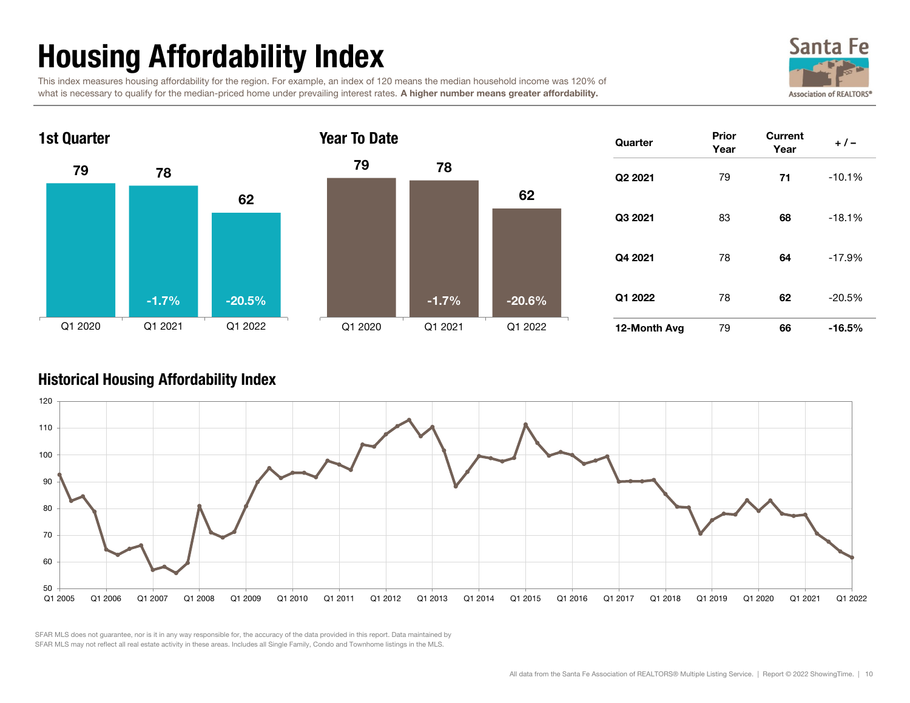# Housing Affordability Index

This index measures housing affordability for the region. For example, an index of 120 means the median household income was 120% of what is necessary to qualify for the median-priced home under prevailing interest rates. **A higher number means greater affordability.**

Santa Fe Association of REALTORS®

## 1st Quarter

| | Q1 2020 | Q1 2021 | Q1 2022 |
|---|---|---|---|
| Index | 79 | 78 | 62 |
| Change | | -1.7% | -20.5% |

## Year To Date

| | Q1 2020 | Q1 2021 | Q1 2022 |
|---|---|---|---|
| Index | 79 | 78 | 62 |
| Change | | -1.7% | -20.6% |

| Quarter | Prior Year | Current Year | + / – |
|---|---|---|---|
| **Q2 2021** | 79 | **71** | -10.1% |
| **Q3 2021** | 83 | **68** | -18.1% |
| **Q4 2021** | 78 | **64** | -17.9% |
| **Q1 2022** | 78 | **62** | -20.5% |
| **12-Month Avg** | 79 | **66** | **-16.5%** |

## Historical Housing Affordability Index

SFAR MLS does not guarantee, nor is it in any way responsible for, the accuracy of the data provided in this report. Data maintained by SFAR MLS may not reflect all real estate activity in these areas. Includes all Single Family, Condo and Townhome listings in the MLS.

All data from the Santa Fe Association of REALTORS® Multiple Listing Service. | Report © 2022 ShowingTime.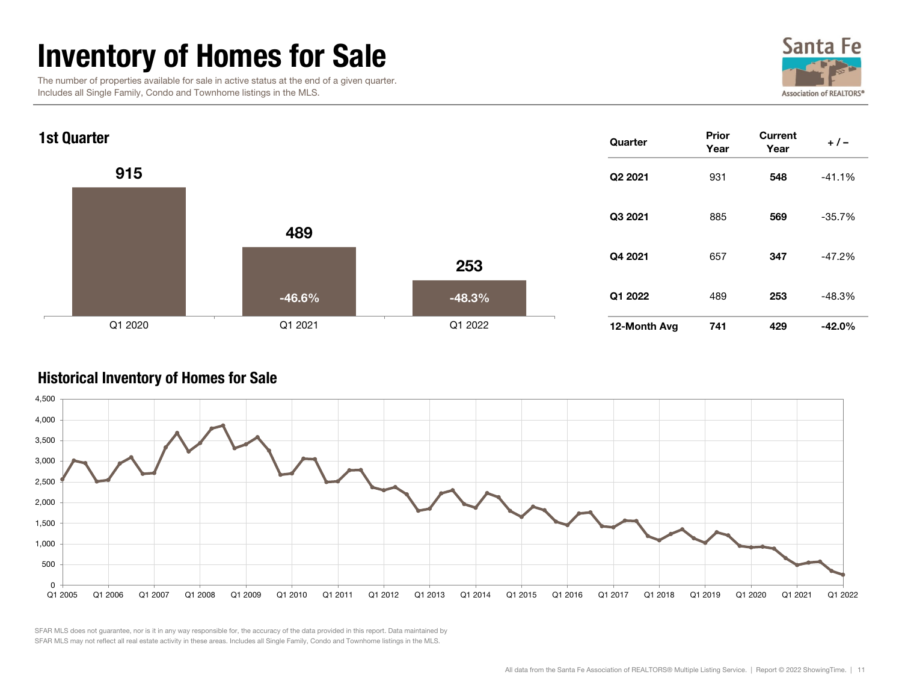# Inventory of Homes for Sale

The number of properties available for sale in active status at the end of a given quarter.
Includes all Single Family, Condo and Townhome listings in the MLS.

## 1st Quarter

| Quarter | Inventory | Change |
|---|---|---|
| Q1 2020 | 915 | |
| Q1 2021 | 489 | -46.6% |
| Q1 2022 | 253 | -48.3% |

| Quarter | Prior Year | Current Year | + / – |
|---|---|---|---|
| **Q2 2021** | 931 | **548** | -41.1% |
| **Q3 2021** | 885 | **569** | -35.7% |
| **Q4 2021** | 657 | **347** | -47.2% |
| **Q1 2022** | 489 | **253** | -48.3% |
| **12-Month Avg** | **741** | **429** | **-42.0%** |

## Historical Inventory of Homes for Sale

SFAR MLS does not guarantee, nor is it in any way responsible for, the accuracy of the data provided in this report. Data maintained by SFAR MLS may not reflect all real estate activity in these areas. Includes all Single Family, Condo and Townhome listings in the MLS.

All data from the Santa Fe Association of REALTORS® Multiple Listing Service. | Report © 2022 ShowingTime.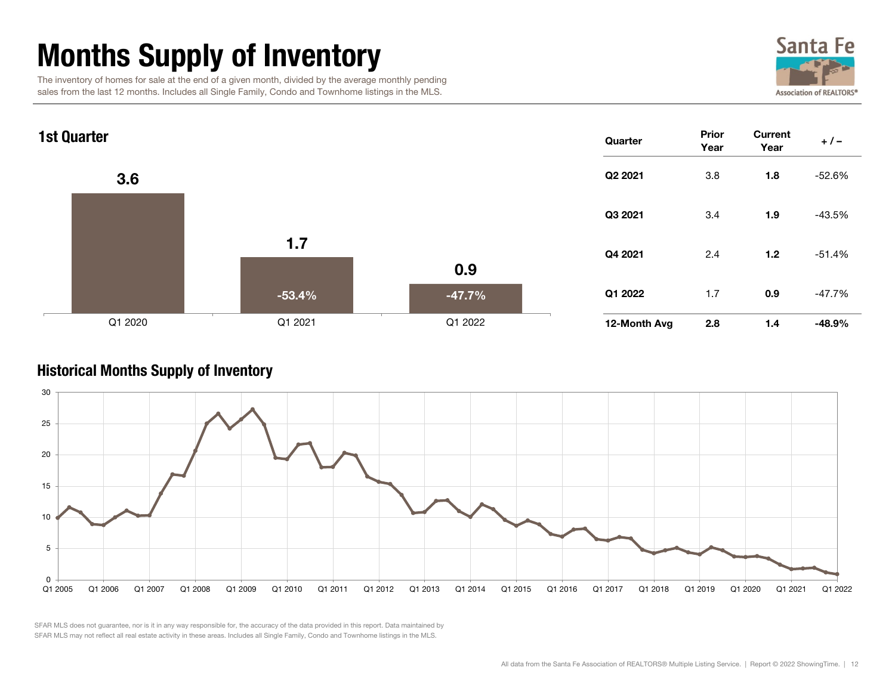# Months Supply of Inventory

The inventory of homes for sale at the end of a given month, divided by the average monthly pending sales from the last 12 months. Includes all Single Family, Condo and Townhome listings in the MLS.

Santa Fe Association of REALTORS®

## 1st Quarter

3.6
1.7
-53.4%
0.9
-47.7%
Q1 2020
Q1 2021
Q1 2022

| Quarter | Prior Year | Current Year | + / – |
|---|---|---|---|
| **Q2 2021** | 3.8 | **1.8** | -52.6% |
| **Q3 2021** | 3.4 | **1.9** | -43.5% |
| **Q4 2021** | 2.4 | **1.2** | -51.4% |
| **Q1 2022** | 1.7 | **0.9** | -47.7% |
| **12-Month Avg** | **2.8** | **1.4** | **-48.9%** |

## Historical Months Supply of Inventory

30
25
20
15
10
5
0
Q1 2005
Q1 2006
Q1 2007
Q1 2008
Q1 2009
Q1 2010
Q1 2011
Q1 2012
Q1 2013
Q1 2014
Q1 2015
Q1 2016
Q1 2017
Q1 2018
Q1 2019
Q1 2020
Q1 2021
Q1 2022

SFAR MLS does not guarantee, nor is it in any way responsible for, the accuracy of the data provided in this report. Data maintained by SFAR MLS may not reflect all real estate activity in these areas. Includes all Single Family, Condo and Townhome listings in the MLS.

All data from the Santa Fe Association of REALTORS® Multiple Listing Service. | Report © 2022 ShowingTime.